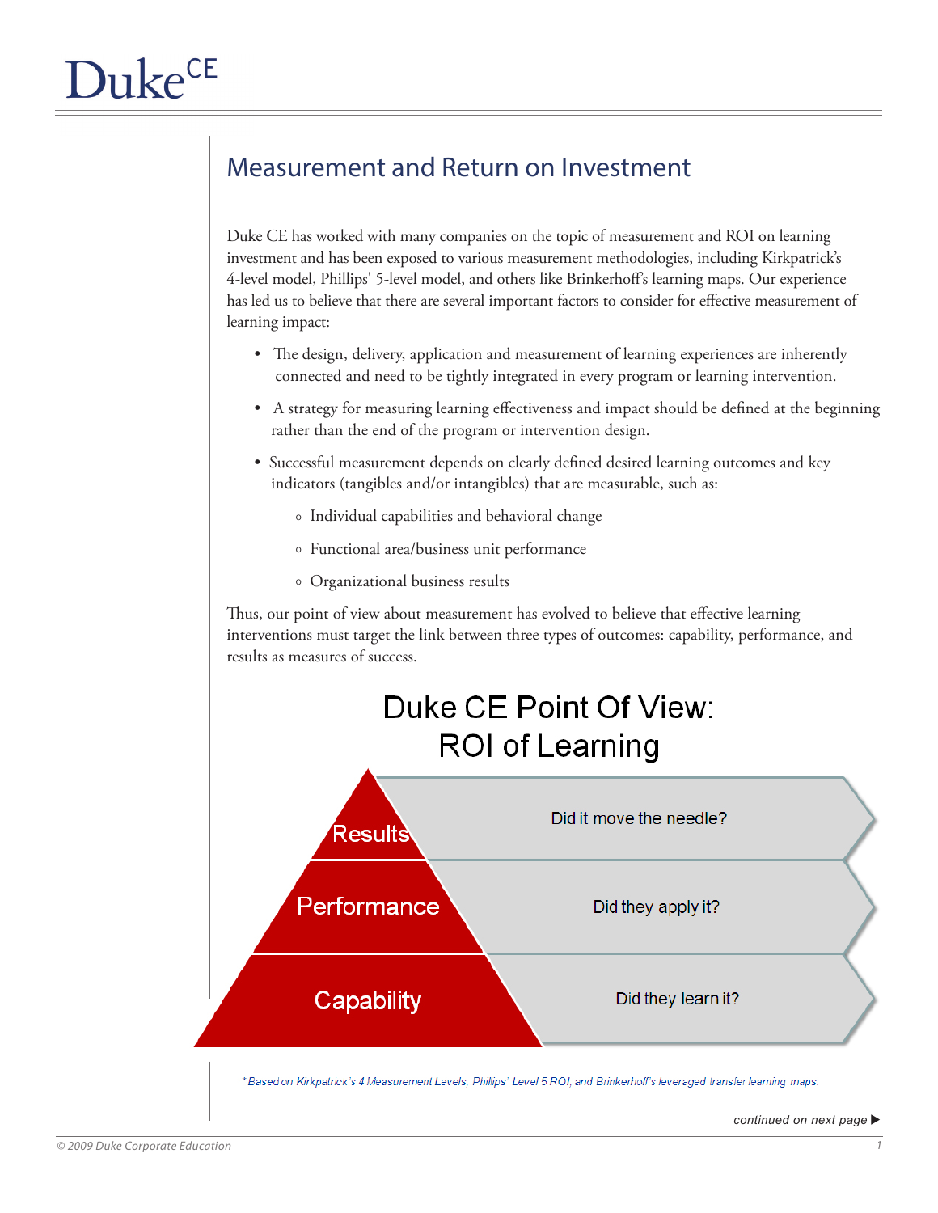# Measurement and Return on Investment

Duke CE has worked with many companies on the topic of measurement and ROI on learning investment and has been exposed to various measurement methodologies, including Kirkpatrick's 4-level model, Phillips' 5-level model, and others like Brinkerhoff's learning maps. Our experience has led us to believe that there are several important factors to consider for effective measurement of learning impact:

- The design, delivery, application and measurement of learning experiences are inherently connected and need to be tightly integrated in every program or learning intervention.
- A strategy for measuring learning effectiveness and impact should be defined at the beginning rather than the end of the program or intervention design.
- Successful measurement depends on clearly defined desired learning outcomes and key indicators (tangibles and/or intangibles) that are measurable, such as:
  - Individual capabilities and behavioral change
  - Functional area/business unit performance
  - Organizational business results

Thus, our point of view about measurement has evolved to believe that effective learning interventions must target the link between three types of outcomes: capability, performance, and results as measures of success.

## Duke CE Point Of View: ROI of Learning

| Level | Question |
| --- | --- |
| Results | Did it move the needle? |
| Performance | Did they apply it? |
| Capability | Did they learn it? |

*\* Based on Kirkpatrick's 4 Measurement Levels, Phillips' Level 5 ROI, and Brinkerhoff's leveraged transfer learning maps.*

*continued on next page ▶*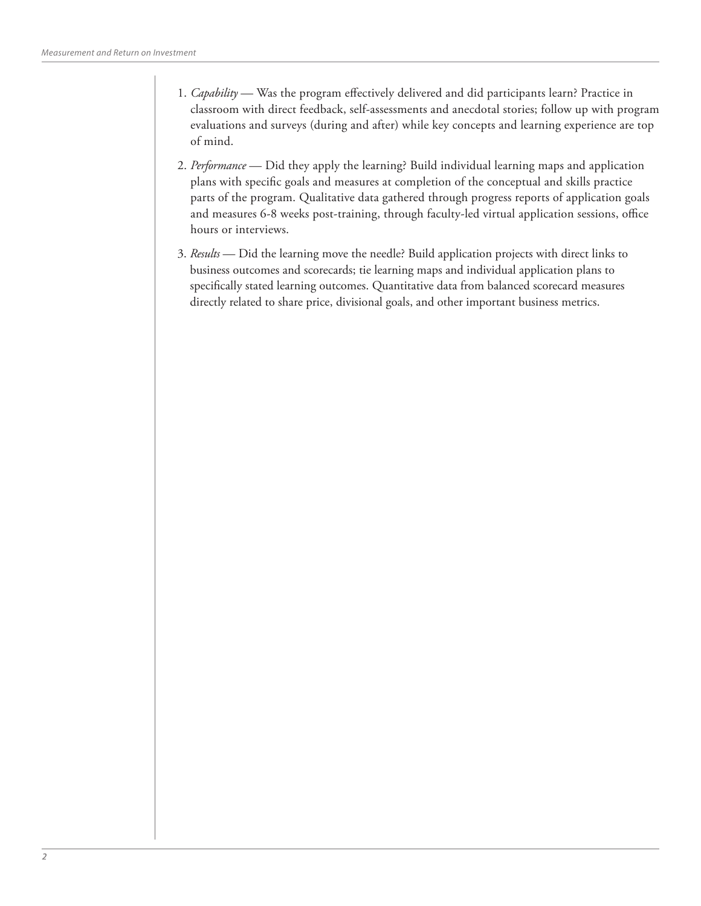1. *Capability* — Was the program effectively delivered and did participants learn? Practice in classroom with direct feedback, self-assessments and anecdotal stories; follow up with program evaluations and surveys (during and after) while key concepts and learning experience are top of mind.
2. *Performance* — Did they apply the learning? Build individual learning maps and application plans with specific goals and measures at completion of the conceptual and skills practice parts of the program. Qualitative data gathered through progress reports of application goals and measures 6-8 weeks post-training, through faculty-led virtual application sessions, office hours or interviews.
3. *Results* — Did the learning move the needle? Build application projects with direct links to business outcomes and scorecards; tie learning maps and individual application plans to specifically stated learning outcomes. Quantitative data from balanced scorecard measures directly related to share price, divisional goals, and other important business metrics.